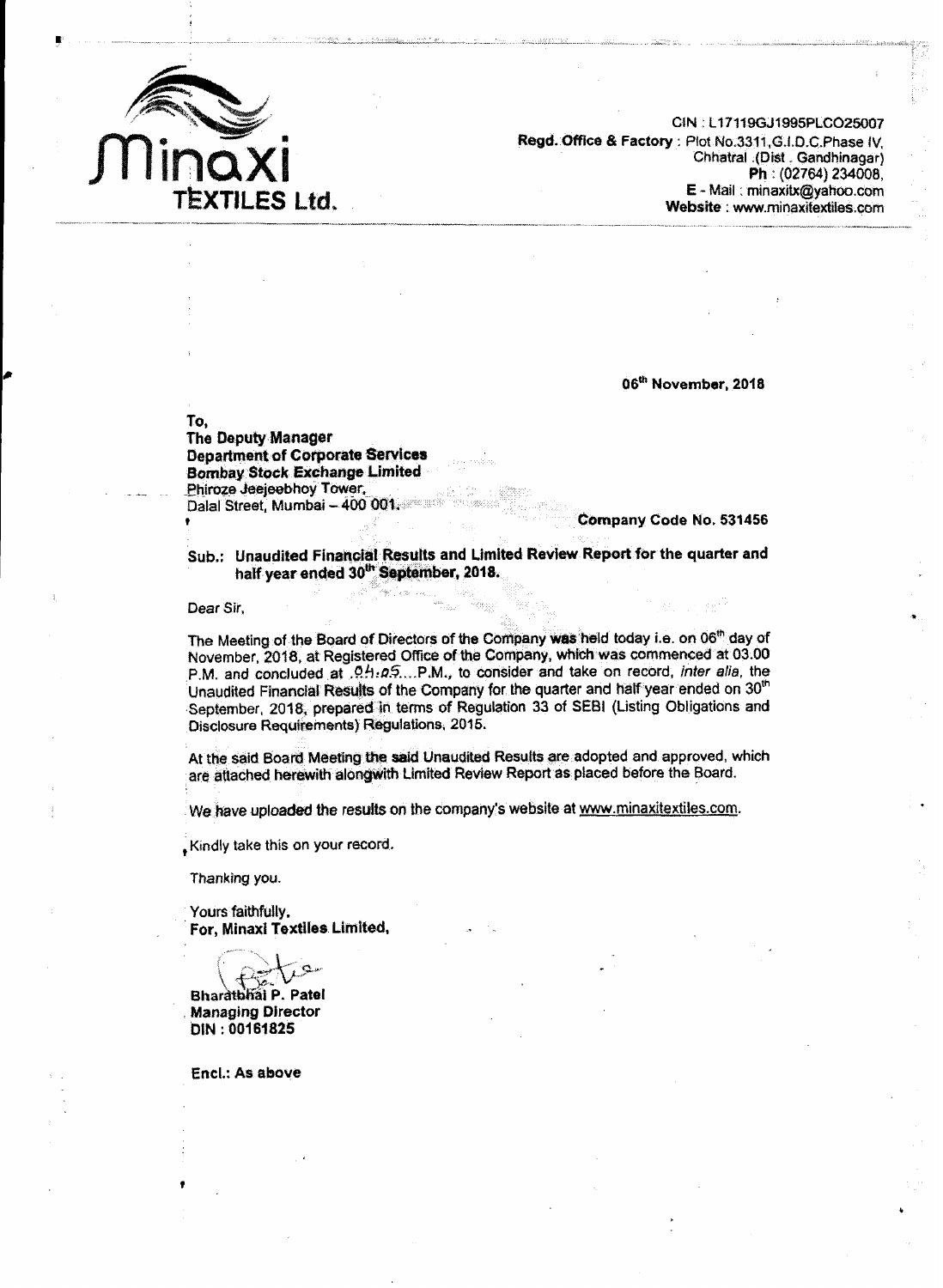**Minaxi TEXTILES Ltd.**

CIN : L17119GJ1995PLCO25007
**Regd. Office & Factory** : Plot No.3311,G.I.D.C.Phase IV,
Chhatral .(Dist . Gandhinagar)
**Ph** : (02764) 234008,
**E** - Mail : minaxitx@yahoo.com
**Website** : www.minaxitextiles.com

**06th November, 2018**

**To,**
**The Deputy Manager**
**Department of Corporate Services**
**Bombay Stock Exchange Limited**
Phiroze Jeejeebhoy Tower,
Dalal Street, Mumbai – 400 001.

**Company Code No. 531456**

**Sub.: Unaudited Financial Results and Limited Review Report for the quarter and half year ended 30th September, 2018.**

Dear Sir,

The Meeting of the Board of Directors of the Company was held today i.e. on 06th day of November, 2018, at Registered Office of the Company, which was commenced at 03.00 P.M. and concluded at 04:05 P.M., to consider and take on record, *inter alia*, the Unaudited Financial Results of the Company for the quarter and half year ended on 30th September, 2018, prepared in terms of Regulation 33 of SEBI (Listing Obligations and Disclosure Requirements) Regulations, 2015.

At the said Board Meeting the said Unaudited Results are adopted and approved, which are attached herewith alongwith Limited Review Report as placed before the Board.

We have uploaded the results on the company's website at www.minaxitextiles.com.

Kindly take this on your record.

Thanking you.

Yours faithfully,
**For, Minaxi Textiles Limited,**

**Bharatbhai P. Patel**
**Managing Director**
**DIN : 00161825**

**Encl.: As above**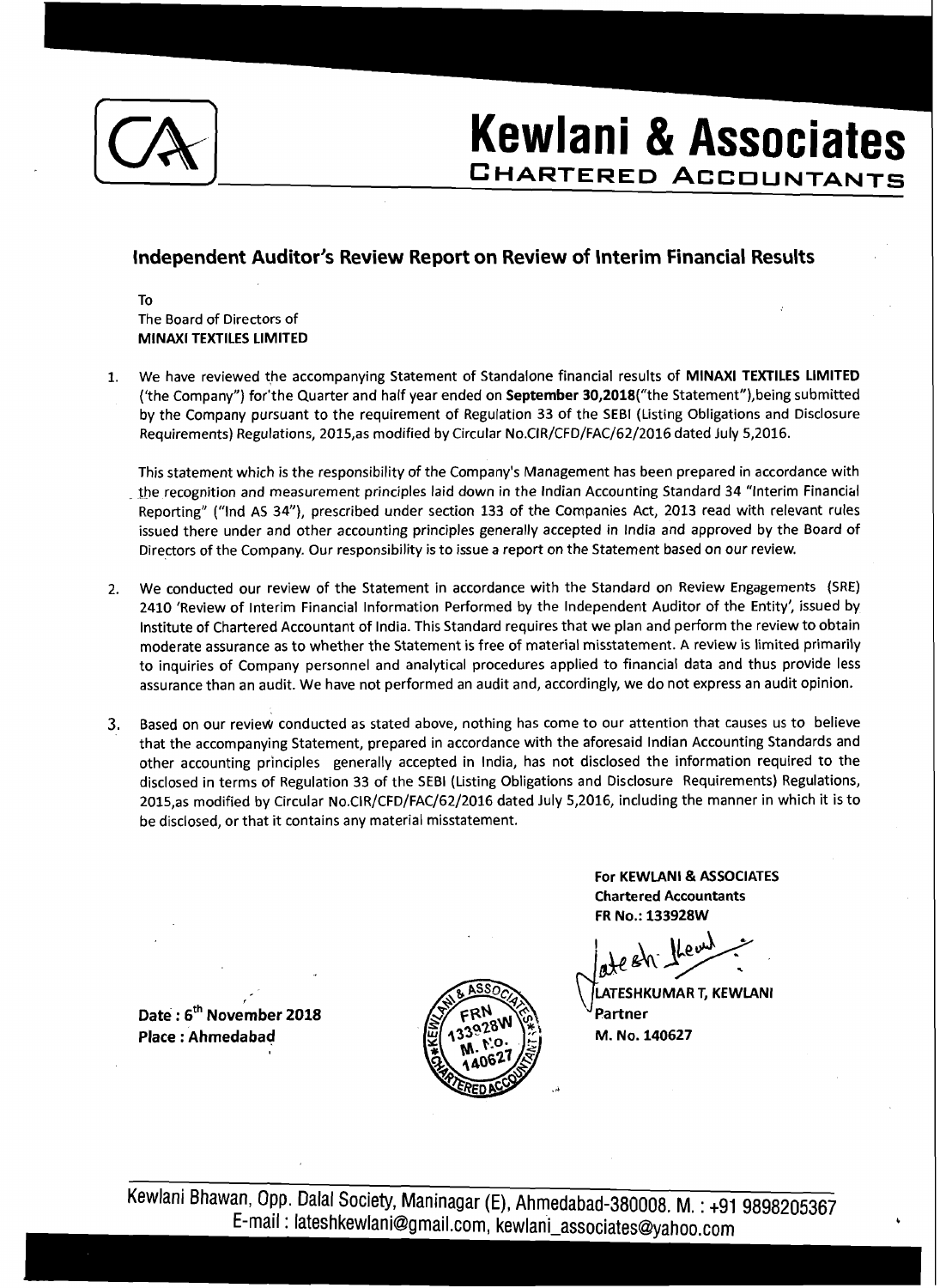# Kewlani & Associates

## CHARTERED ACCOUNTANTS

### Independent Auditor's Review Report on Review of Interim Financial Results

To
The Board of Directors of
**MINAXI TEXTILES LIMITED**

1. We have reviewed the accompanying Statement of Standalone financial results of **MINAXI TEXTILES LIMITED** ('the Company") for'the Quarter and half year ended on **September 30,2018**("the Statement"),being submitted by the Company pursuant to the requirement of Regulation 33 of the SEBI (Listing Obligations and Disclosure Requirements) Regulations, 2015,as modified by Circular No.CIR/CFD/FAC/62/2016 dated July 5,2016.

   This statement which is the responsibility of the Company's Management has been prepared in accordance with the recognition and measurement principles laid down in the Indian Accounting Standard 34 "Interim Financial Reporting" ("Ind AS 34"), prescribed under section 133 of the Companies Act, 2013 read with relevant rules issued there under and other accounting principles generally accepted in India and approved by the Board of Directors of the Company. Our responsibility is to issue a report on the Statement based on our review.

2. We conducted our review of the Statement in accordance with the Standard on Review Engagements (SRE) 2410 'Review of Interim Financial Information Performed by the Independent Auditor of the Entity', issued by Institute of Chartered Accountant of India. This Standard requires that we plan and perform the review to obtain moderate assurance as to whether the Statement is free of material misstatement. A review is limited primarily to inquiries of Company personnel and analytical procedures applied to financial data and thus provide less assurance than an audit. We have not performed an audit and, accordingly, we do not express an audit opinion.

3. Based on our review conducted as stated above, nothing has come to our attention that causes us to believe that the accompanying Statement, prepared in accordance with the aforesaid Indian Accounting Standards and other accounting principles generally accepted in India, has not disclosed the information required to the disclosed in terms of Regulation 33 of the SEBI (Listing Obligations and Disclosure Requirements) Regulations, 2015,as modified by Circular No.CIR/CFD/FAC/62/2016 dated July 5,2016, including the manner in which it is to be disclosed, or that it contains any material misstatement.

**For KEWLANI & ASSOCIATES**
**Chartered Accountants**
**FR No.: 133928W**

**LATESHKUMAR T, KEWLANI**
**Partner**
**M. No. 140627**

**Date : 6th November 2018**
**Place : Ahmedabad**

Kewlani Bhawan, Opp. Dalal Society, Maninagar (E), Ahmedabad-380008. M. : +91 9898205367
E-mail : lateshkewlani@gmail.com, kewlani_associates@yahoo.com